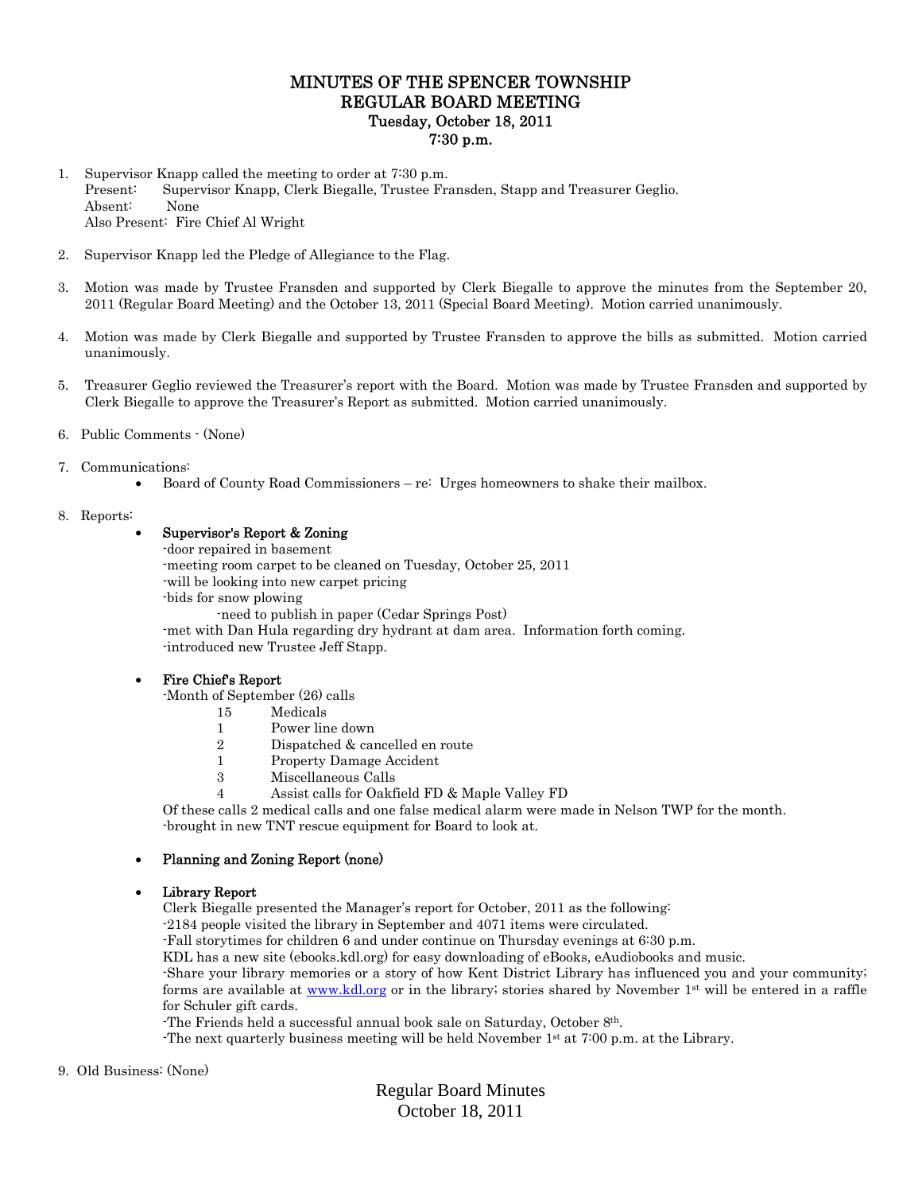# MINUTES OF THE SPENCER TOWNSHIP
## REGULAR BOARD MEETING
### Tuesday, October 18, 2011
### 7:30 p.m.

1. Supervisor Knapp called the meeting to order at 7:30 p.m.
   Present: Supervisor Knapp, Clerk Biegalle, Trustee Fransden, Stapp and Treasurer Geglio.
   Absent: None
   Also Present: Fire Chief Al Wright

2. Supervisor Knapp led the Pledge of Allegiance to the Flag.

3. Motion was made by Trustee Fransden and supported by Clerk Biegalle to approve the minutes from the September 20, 2011 (Regular Board Meeting) and the October 13, 2011 (Special Board Meeting). Motion carried unanimously.

4. Motion was made by Clerk Biegalle and supported by Trustee Fransden to approve the bills as submitted. Motion carried unanimously.

5. Treasurer Geglio reviewed the Treasurer's report with the Board. Motion was made by Trustee Fransden and supported by Clerk Biegalle to approve the Treasurer's Report as submitted. Motion carried unanimously.

6. Public Comments - (None)

7. Communications:
   - Board of County Road Commissioners – re: Urges homeowners to shake their mailbox.

8. Reports:
   - **Supervisor's Report & Zoning**
     -door repaired in basement
     -meeting room carpet to be cleaned on Tuesday, October 25, 2011
     -will be looking into new carpet pricing
     -bids for snow plowing
       -need to publish in paper (Cedar Springs Post)
     -met with Dan Hula regarding dry hydrant at dam area. Information forth coming.
     -introduced new Trustee Jeff Stapp.

   - **Fire Chief's Report**
     -Month of September (26) calls
       15 Medicals
       1 Power line down
       2 Dispatched & cancelled en route
       1 Property Damage Accident
       3 Miscellaneous Calls
       4 Assist calls for Oakfield FD & Maple Valley FD
     Of these calls 2 medical calls and one false medical alarm were made in Nelson TWP for the month.
     -brought in new TNT rescue equipment for Board to look at.

   - **Planning and Zoning Report (none)**

   - **Library Report**
     Clerk Biegalle presented the Manager's report for October, 2011 as the following:
     -2184 people visited the library in September and 4071 items were circulated.
     -Fall storytimes for children 6 and under continue on Thursday evenings at 6:30 p.m.
     KDL has a new site (ebooks.kdl.org) for easy downloading of eBooks, eAudiobooks and music.
     -Share your library memories or a story of how Kent District Library has influenced you and your community; forms are available at www.kdl.org or in the library; stories shared by November 1st will be entered in a raffle for Schuler gift cards.
     -The Friends held a successful annual book sale on Saturday, October 8th.
     -The next quarterly business meeting will be held November 1st at 7:00 p.m. at the Library.

9. Old Business: (None)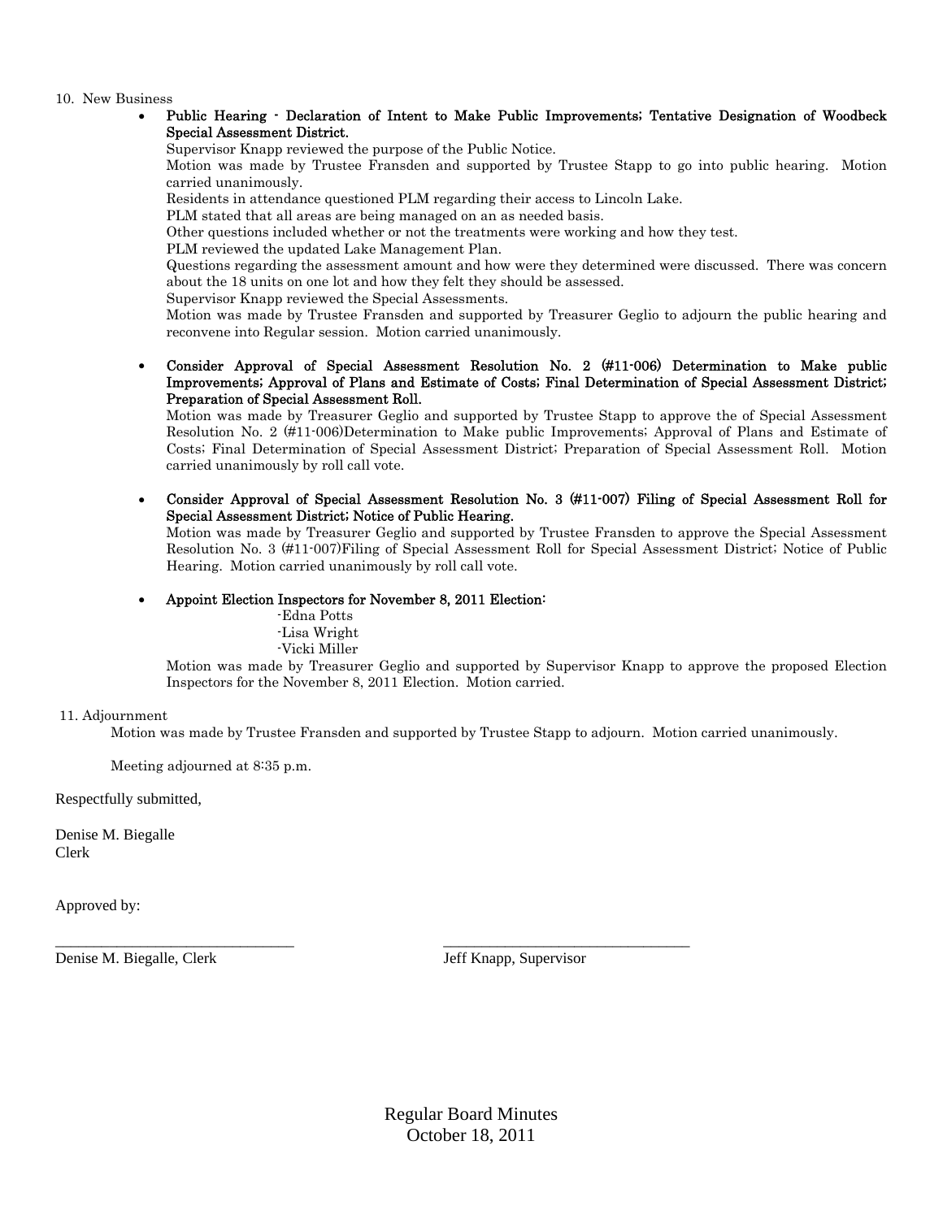10. New Business

- **Public Hearing - Declaration of Intent to Make Public Improvements; Tentative Designation of Woodbeck Special Assessment District.**
  Supervisor Knapp reviewed the purpose of the Public Notice.
  Motion was made by Trustee Fransden and supported by Trustee Stapp to go into public hearing. Motion carried unanimously.
  Residents in attendance questioned PLM regarding their access to Lincoln Lake.
  PLM stated that all areas are being managed on an as needed basis.
  Other questions included whether or not the treatments were working and how they test.
  PLM reviewed the updated Lake Management Plan.
  Questions regarding the assessment amount and how were they determined were discussed. There was concern about the 18 units on one lot and how they felt they should be assessed.
  Supervisor Knapp reviewed the Special Assessments.
  Motion was made by Trustee Fransden and supported by Treasurer Geglio to adjourn the public hearing and reconvene into Regular session. Motion carried unanimously.

- **Consider Approval of Special Assessment Resolution No. 2 (#11-006) Determination to Make public Improvements; Approval of Plans and Estimate of Costs; Final Determination of Special Assessment District; Preparation of Special Assessment Roll.**
  Motion was made by Treasurer Geglio and supported by Trustee Stapp to approve the of Special Assessment Resolution No. 2 (#11-006)Determination to Make public Improvements; Approval of Plans and Estimate of Costs; Final Determination of Special Assessment District; Preparation of Special Assessment Roll. Motion carried unanimously by roll call vote.

- **Consider Approval of Special Assessment Resolution No. 3 (#11-007) Filing of Special Assessment Roll for Special Assessment District; Notice of Public Hearing.**
  Motion was made by Treasurer Geglio and supported by Trustee Fransden to approve the Special Assessment Resolution No. 3 (#11-007)Filing of Special Assessment Roll for Special Assessment District; Notice of Public Hearing. Motion carried unanimously by roll call vote.

- **Appoint Election Inspectors for November 8, 2011 Election:**
  - -Edna Potts
  - -Lisa Wright
  - -Vicki Miller

  Motion was made by Treasurer Geglio and supported by Supervisor Knapp to approve the proposed Election Inspectors for the November 8, 2011 Election. Motion carried.

11. Adjournment

Motion was made by Trustee Fransden and supported by Trustee Stapp to adjourn. Motion carried unanimously.

Meeting adjourned at 8:35 p.m.

Respectfully submitted,

Denise M. Biegalle
Clerk

Approved by:

_______________________________ &nbsp;&nbsp;&nbsp;&nbsp;&nbsp;&nbsp; _______________________________
Denise M. Biegalle, Clerk &nbsp;&nbsp;&nbsp;&nbsp;&nbsp;&nbsp; Jeff Knapp, Supervisor